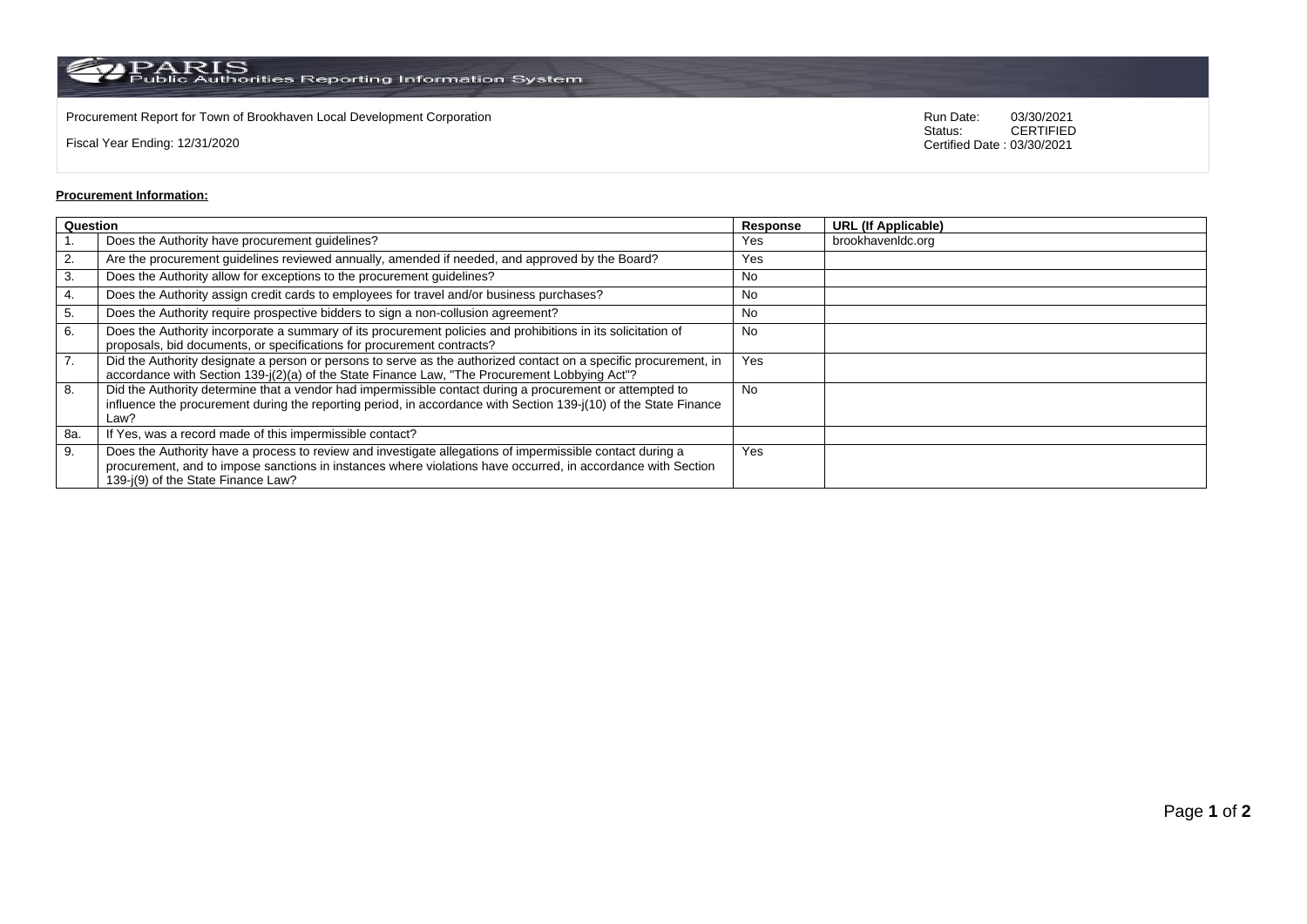PARIS Public Authorities Reporting Information System

Procurement Report for Town of Brookhaven Local Development Corporation

Fiscal Year Ending: 12/31/2020

Run Date: 03/30/2021
Status: CERTIFIED
Certified Date : 03/30/2021

**Procurement Information:**

| Question | | Response | URL (If Applicable) |
|---|---|---|---|
| 1. | Does the Authority have procurement guidelines? | Yes | brookhavenldc.org |
| 2. | Are the procurement guidelines reviewed annually, amended if needed, and approved by the Board? | Yes | |
| 3. | Does the Authority allow for exceptions to the procurement guidelines? | No | |
| 4. | Does the Authority assign credit cards to employees for travel and/or business purchases? | No | |
| 5. | Does the Authority require prospective bidders to sign a non-collusion agreement? | No | |
| 6. | Does the Authority incorporate a summary of its procurement policies and prohibitions in its solicitation of proposals, bid documents, or specifications for procurement contracts? | No | |
| 7. | Did the Authority designate a person or persons to serve as the authorized contact on a specific procurement, in accordance with Section 139-j(2)(a) of the State Finance Law, "The Procurement Lobbying Act"? | Yes | |
| 8. | Did the Authority determine that a vendor had impermissible contact during a procurement or attempted to influence the procurement during the reporting period, in accordance with Section 139-j(10) of the State Finance Law? | No | |
| 8a. | If Yes, was a record made of this impermissible contact? | | |
| 9. | Does the Authority have a process to review and investigate allegations of impermissible contact during a procurement, and to impose sanctions in instances where violations have occurred, in accordance with Section 139-j(9) of the State Finance Law? | Yes | |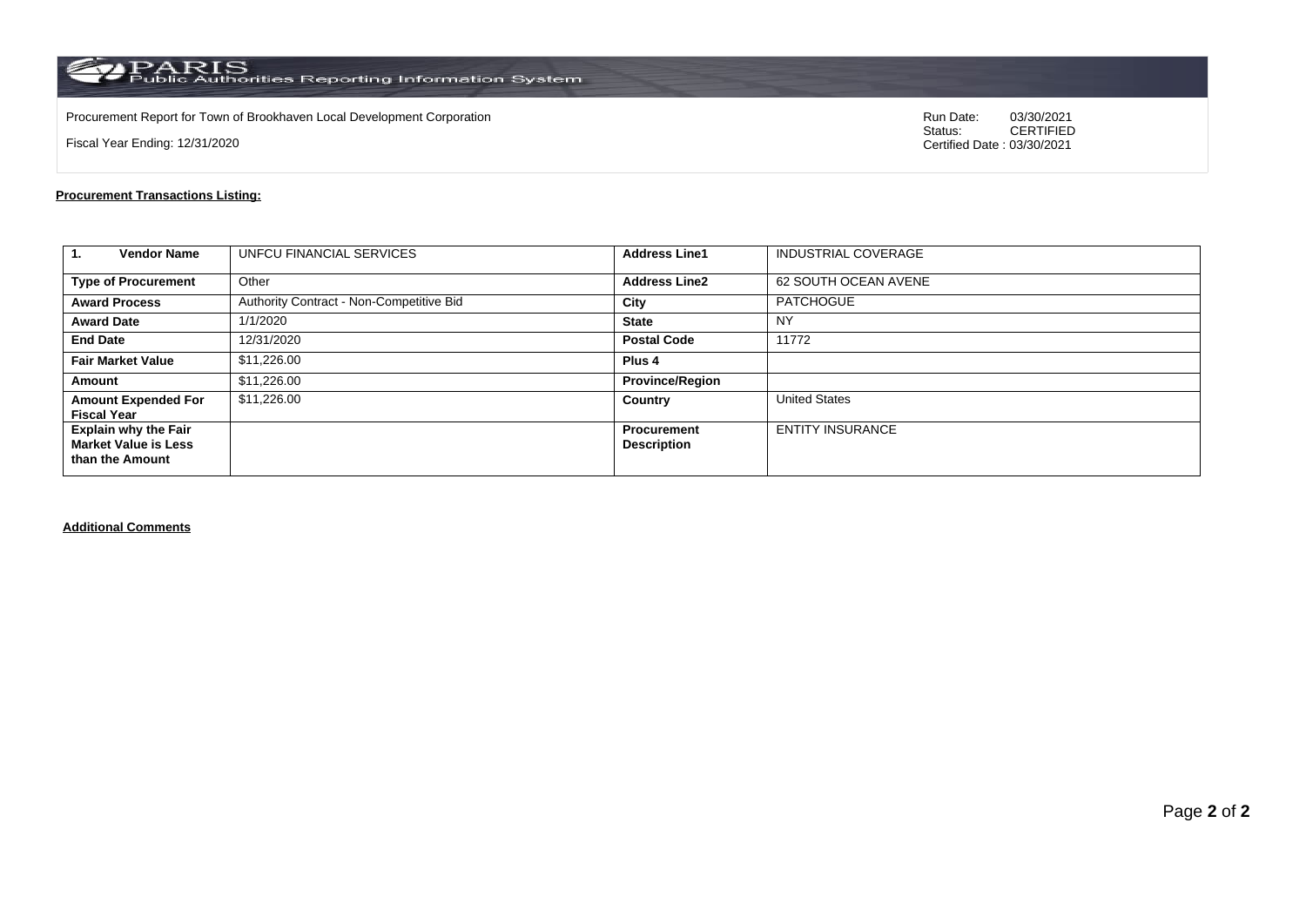PARIS Public Authorities Reporting Information System

Procurement Report for Town of Brookhaven Local Development Corporation

Fiscal Year Ending: 12/31/2020

Run Date: 03/30/2021
Status: CERTIFIED
Certified Date : 03/30/2021

**Procurement Transactions Listing:**

| | | | |
|---|---|---|---|
| **1. Vendor Name** | UNFCU FINANCIAL SERVICES | **Address Line1** | INDUSTRIAL COVERAGE |
| **Type of Procurement** | Other | **Address Line2** | 62 SOUTH OCEAN AVENE |
| **Award Process** | Authority Contract - Non-Competitive Bid | **City** | PATCHOGUE |
| **Award Date** | 1/1/2020 | **State** | NY |
| **End Date** | 12/31/2020 | **Postal Code** | 11772 |
| **Fair Market Value** | $11,226.00 | **Plus 4** | |
| **Amount** | $11,226.00 | **Province/Region** | |
| **Amount Expended For Fiscal Year** | $11,226.00 | **Country** | United States |
| **Explain why the Fair Market Value is Less than the Amount** | | **Procurement Description** | ENTITY INSURANCE |

**Additional Comments**